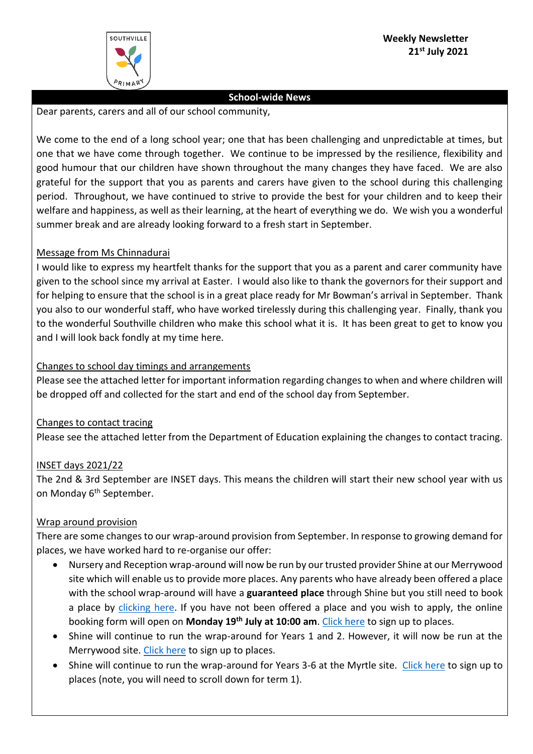SOUTHVILLE PRIMARY

**Weekly Newsletter**
**21st July 2021**

## School-wide News

Dear parents, carers and all of our school community,

We come to the end of a long school year; one that has been challenging and unpredictable at times, but one that we have come through together. We continue to be impressed by the resilience, flexibility and good humour that our children have shown throughout the many changes they have faced. We are also grateful for the support that you as parents and carers have given to the school during this challenging period. Throughout, we have continued to strive to provide the best for your children and to keep their welfare and happiness, as well as their learning, at the heart of everything we do. We wish you a wonderful summer break and are already looking forward to a fresh start in September.

### Message from Ms Chinnadurai

I would like to express my heartfelt thanks for the support that you as a parent and carer community have given to the school since my arrival at Easter. I would also like to thank the governors for their support and for helping to ensure that the school is in a great place ready for Mr Bowman's arrival in September. Thank you also to our wonderful staff, who have worked tirelessly during this challenging year. Finally, thank you to the wonderful Southville children who make this school what it is. It has been great to get to know you and I will look back fondly at my time here.

### Changes to school day timings and arrangements

Please see the attached letter for important information regarding changes to when and where children will be dropped off and collected for the start and end of the school day from September.

### Changes to contact tracing

Please see the attached letter from the Department of Education explaining the changes to contact tracing.

### INSET days 2021/22

The 2nd & 3rd September are INSET days. This means the children will start their new school year with us on Monday 6th September.

### Wrap around provision

There are some changes to our wrap-around provision from September. In response to growing demand for places, we have worked hard to re-organise our offer:

- Nursery and Reception wrap-around will now be run by our trusted provider Shine at our Merrywood site which will enable us to provide more places. Any parents who have already been offered a place with the school wrap-around will have a **guaranteed place** through Shine but you still need to book a place by clicking here. If you have not been offered a place and you wish to apply, the online booking form will open on **Monday 19th July at 10:00 am**. Click here to sign up to places.
- Shine will continue to run the wrap-around for Years 1 and 2. However, it will now be run at the Merrywood site. Click here to sign up to places.
- Shine will continue to run the wrap-around for Years 3-6 at the Myrtle site. Click here to sign up to places (note, you will need to scroll down for term 1).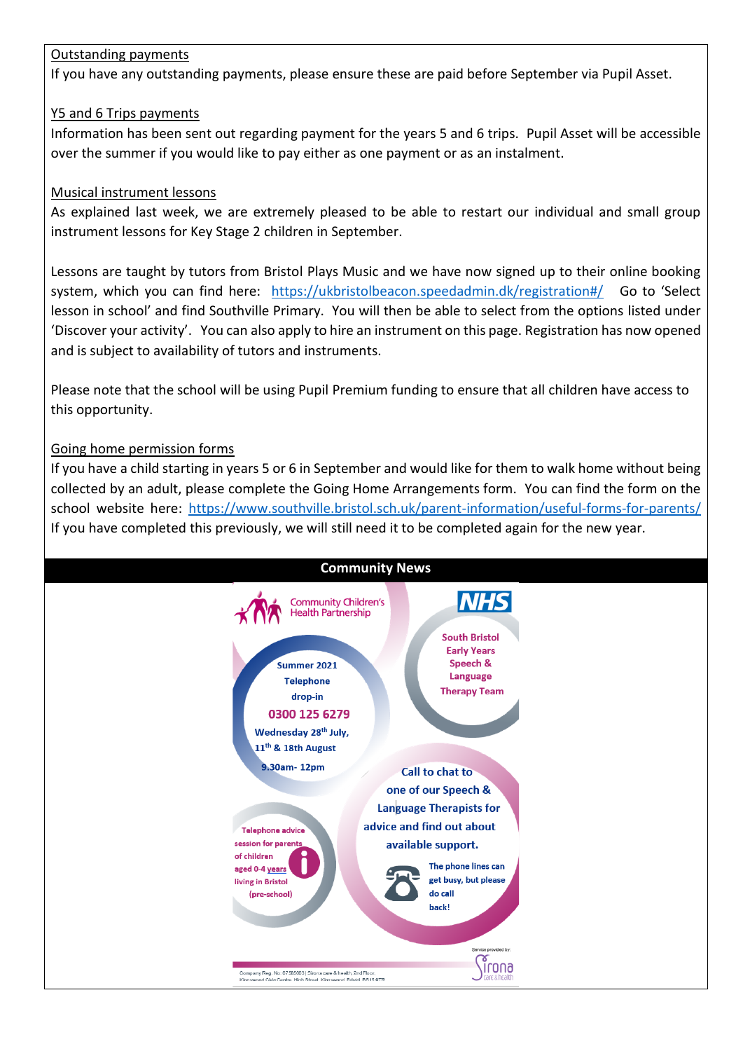### Outstanding payments

If you have any outstanding payments, please ensure these are paid before September via Pupil Asset.

### Y5 and 6 Trips payments

Information has been sent out regarding payment for the years 5 and 6 trips. Pupil Asset will be accessible over the summer if you would like to pay either as one payment or as an instalment.

### Musical instrument lessons

As explained last week, we are extremely pleased to be able to restart our individual and small group instrument lessons for Key Stage 2 children in September.

Lessons are taught by tutors from Bristol Plays Music and we have now signed up to their online booking system, which you can find here: https://ukbristolbeacon.speedadmin.dk/registration#/ Go to 'Select lesson in school' and find Southville Primary. You will then be able to select from the options listed under 'Discover your activity'. You can also apply to hire an instrument on this page. Registration has now opened and is subject to availability of tutors and instruments.

Please note that the school will be using Pupil Premium funding to ensure that all children have access to this opportunity.

### Going home permission forms

If you have a child starting in years 5 or 6 in September and would like for them to walk home without being collected by an adult, please complete the Going Home Arrangements form. You can find the form on the school website here: https://www.southville.bristol.sch.uk/parent-information/useful-forms-for-parents/ If you have completed this previously, we will still need it to be completed again for the new year.

## Community News

Community Children's Health Partnership

NHS

South Bristol Early Years Speech & Language Therapy Team

Summer 2021 Telephone drop-in

**0300 125 6279**

Wednesday 28th July, 11th & 18th August

9.30am- 12pm

Call to chat to one of our Speech & Language Therapists for advice and find out about available support.

Telephone advice session for parents of children aged 0-4 years living in Bristol (pre-school)

The phone lines can get busy, but please do call back!

Service provided by: Sirona care & health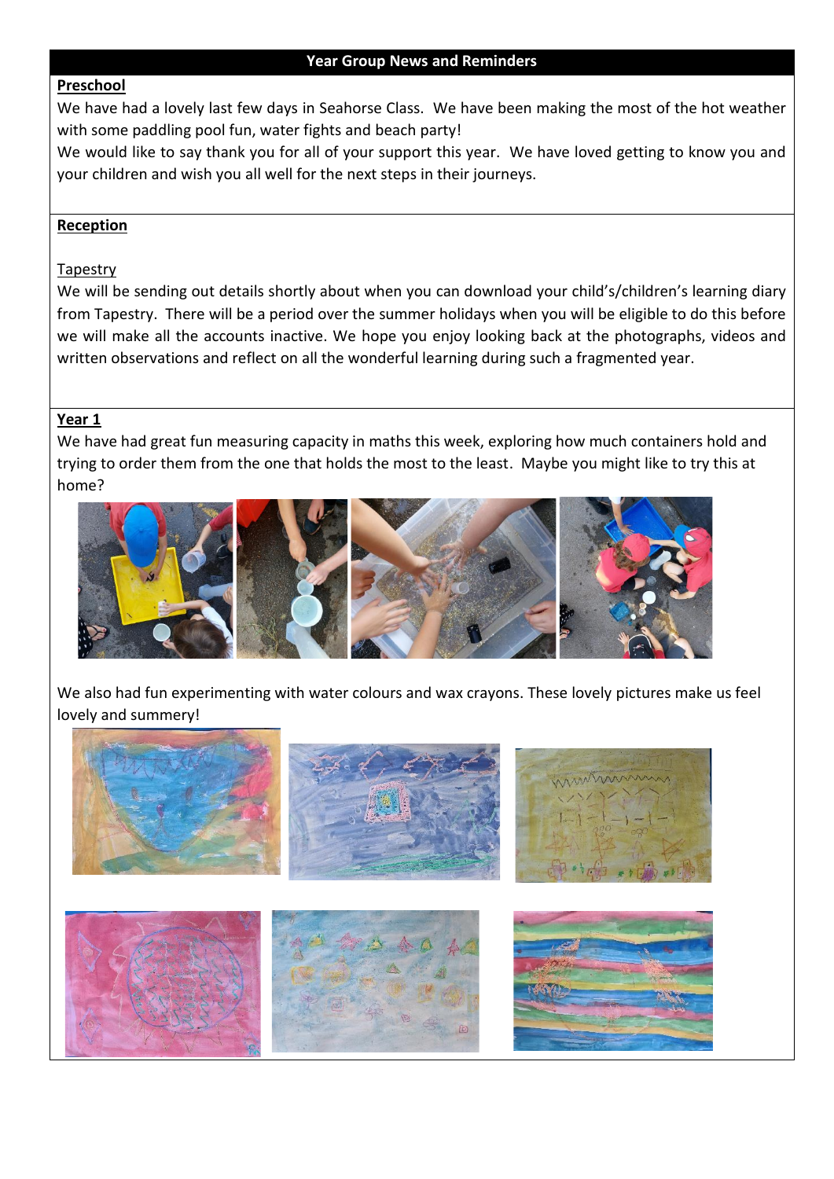## Year Group News and Reminders

### Preschool

We have had a lovely last few days in Seahorse Class. We have been making the most of the hot weather with some paddling pool fun, water fights and beach party!

We would like to say thank you for all of your support this year. We have loved getting to know you and your children and wish you all well for the next steps in their journeys.

### Reception

Tapestry

We will be sending out details shortly about when you can download your child's/children's learning diary from Tapestry. There will be a period over the summer holidays when you will be eligible to do this before we will make all the accounts inactive. We hope you enjoy looking back at the photographs, videos and written observations and reflect on all the wonderful learning during such a fragmented year.

### Year 1

We have had great fun measuring capacity in maths this week, exploring how much containers hold and trying to order them from the one that holds the most to the least. Maybe you might like to try this at home?

We also had fun experimenting with water colours and wax crayons. These lovely pictures make us feel lovely and summery!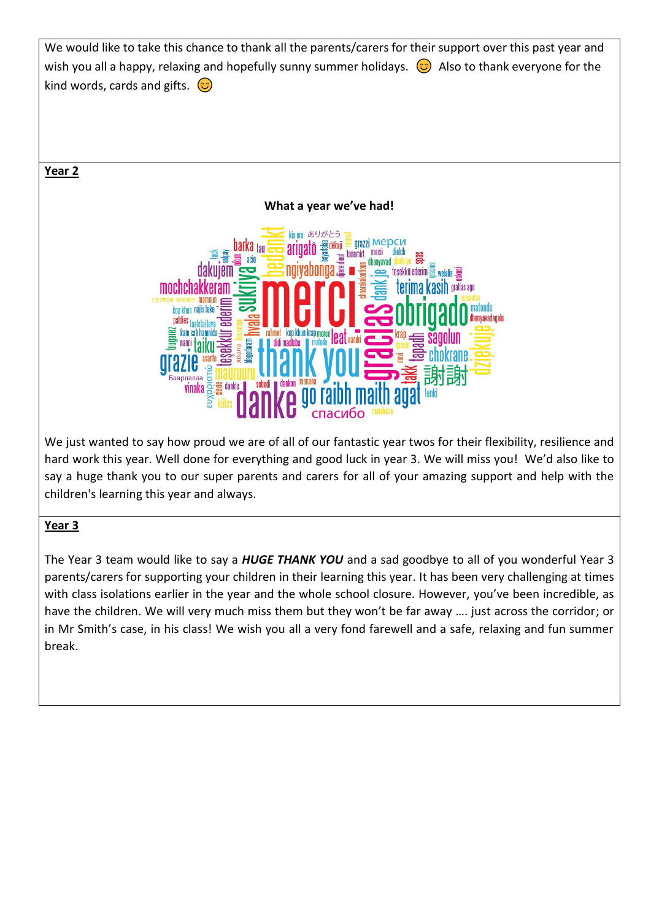We would like to take this chance to thank all the parents/carers for their support over this past year and wish you all a happy, relaxing and hopefully sunny summer holidays. 😊 Also to thank everyone for the kind words, cards and gifts. 😊

**Year 2**

**What a year we've had!**

We just wanted to say how proud we are of all of our fantastic year twos for their flexibility, resilience and hard work this year. Well done for everything and good luck in year 3. We will miss you! We'd also like to say a huge thank you to our super parents and carers for all of your amazing support and help with the children's learning this year and always.

**Year 3**

The Year 3 team would like to say a ***HUGE THANK YOU*** and a sad goodbye to all of you wonderful Year 3 parents/carers for supporting your children in their learning this year. It has been very challenging at times with class isolations earlier in the year and the whole school closure. However, you've been incredible, as have the children. We will very much miss them but they won't be far away …. just across the corridor; or in Mr Smith's case, in his class! We wish you all a very fond farewell and a safe, relaxing and fun summer break.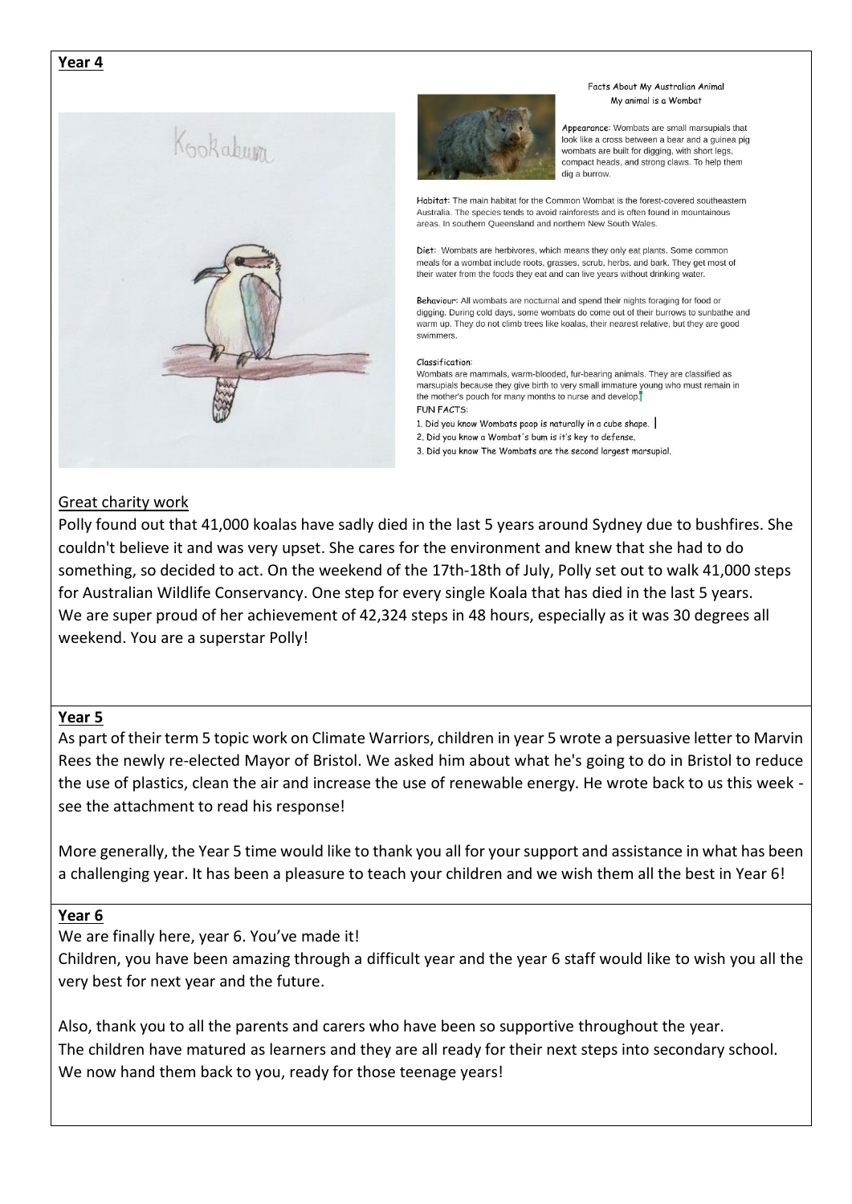**Year 4**

Kookaburra

Facts About My Australian Animal
My animal is a Wombat

Appearance: Wombats are small marsupials that look like a cross between a bear and a guinea pig wombats are built for digging, with short legs, compact heads, and strong claws. To help them dig a burrow.

Habitat: The main habitat for the Common Wombat is the forest-covered southeastern Australia. The species tends to avoid rainforests and is often found in mountainous areas. In southern Queensland and northern New South Wales.

Diet: Wombats are herbivores, which means they only eat plants. Some common meals for a wombat include roots, grasses, scrub, herbs, and bark. They get most of their water from the foods they eat and can live years without drinking water.

Behaviour: All wombats are nocturnal and spend their nights foraging for food or digging. During cold days, some wombats do come out of their burrows to sunbathe and warm up. They do not climb trees like koalas, their nearest relative, but they are good swimmers.

Classification:
Wombats are mammals, warm-blooded, fur-bearing animals. They are classified as marsupials because they give birth to very small immature young who must remain in the mother's pouch for many months to nurse and develop.

FUN FACTS:
1. Did you know Wombats poop is naturally in a cube shape.
2. Did you know a Wombat's bum is it's key to defense.
3. Did you know The Wombats are the second largest marsupial.

Great charity work

Polly found out that 41,000 koalas have sadly died in the last 5 years around Sydney due to bushfires. She couldn't believe it and was very upset. She cares for the environment and knew that she had to do something, so decided to act. On the weekend of the 17th-18th of July, Polly set out to walk 41,000 steps for Australian Wildlife Conservancy. One step for every single Koala that has died in the last 5 years. We are super proud of her achievement of 42,324 steps in 48 hours, especially as it was 30 degrees all weekend. You are a superstar Polly!

**Year 5**

As part of their term 5 topic work on Climate Warriors, children in year 5 wrote a persuasive letter to Marvin Rees the newly re-elected Mayor of Bristol. We asked him about what he's going to do in Bristol to reduce the use of plastics, clean the air and increase the use of renewable energy. He wrote back to us this week - see the attachment to read his response!

More generally, the Year 5 time would like to thank you all for your support and assistance in what has been a challenging year. It has been a pleasure to teach your children and we wish them all the best in Year 6!

**Year 6**

We are finally here, year 6. You've made it!
Children, you have been amazing through a difficult year and the year 6 staff would like to wish you all the very best for next year and the future.

Also, thank you to all the parents and carers who have been so supportive throughout the year.
The children have matured as learners and they are all ready for their next steps into secondary school.
We now hand them back to you, ready for those teenage years!